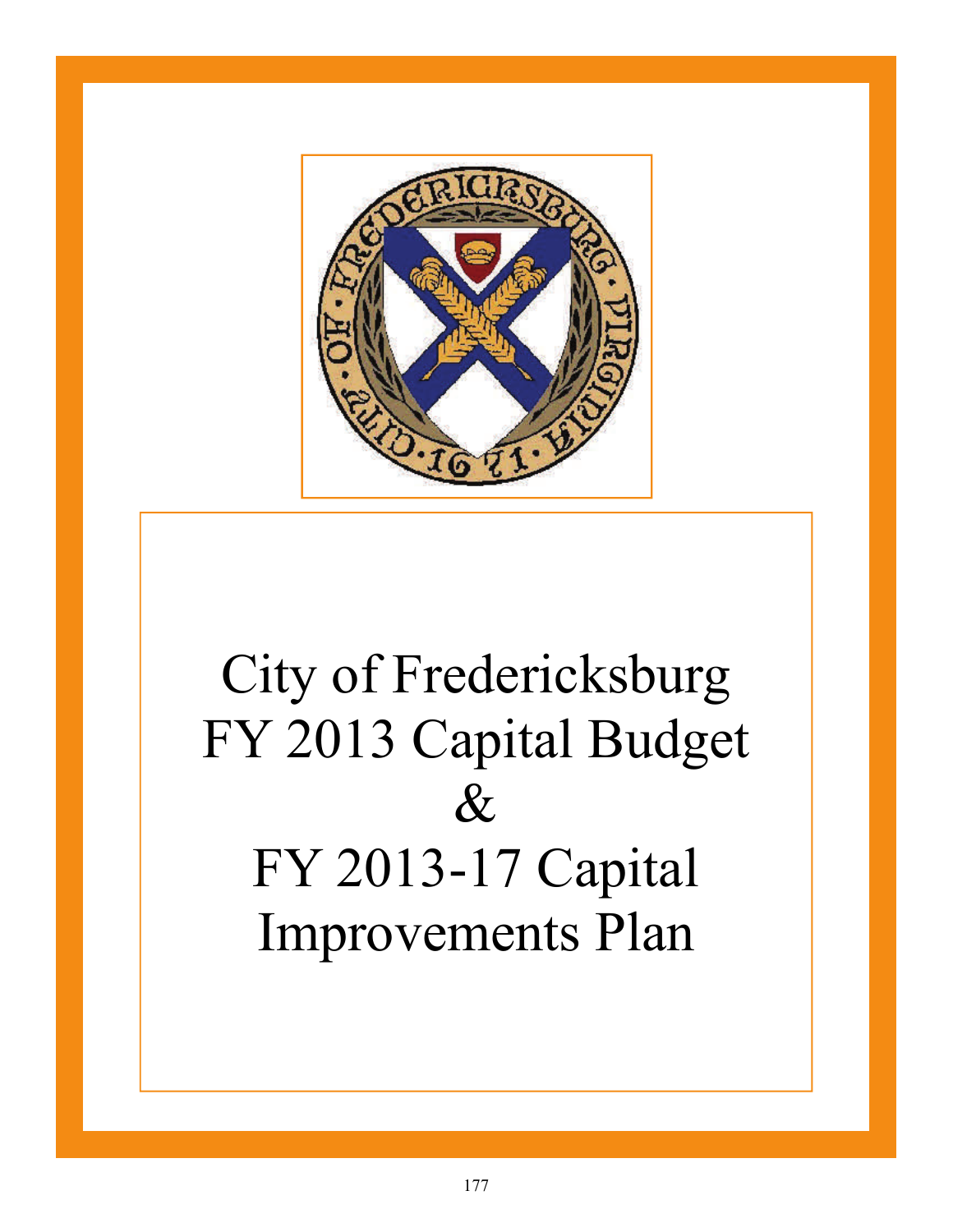# City of Fredericksburg FY 2013 Capital Budget & FY 2013-17 Capital Improvements Plan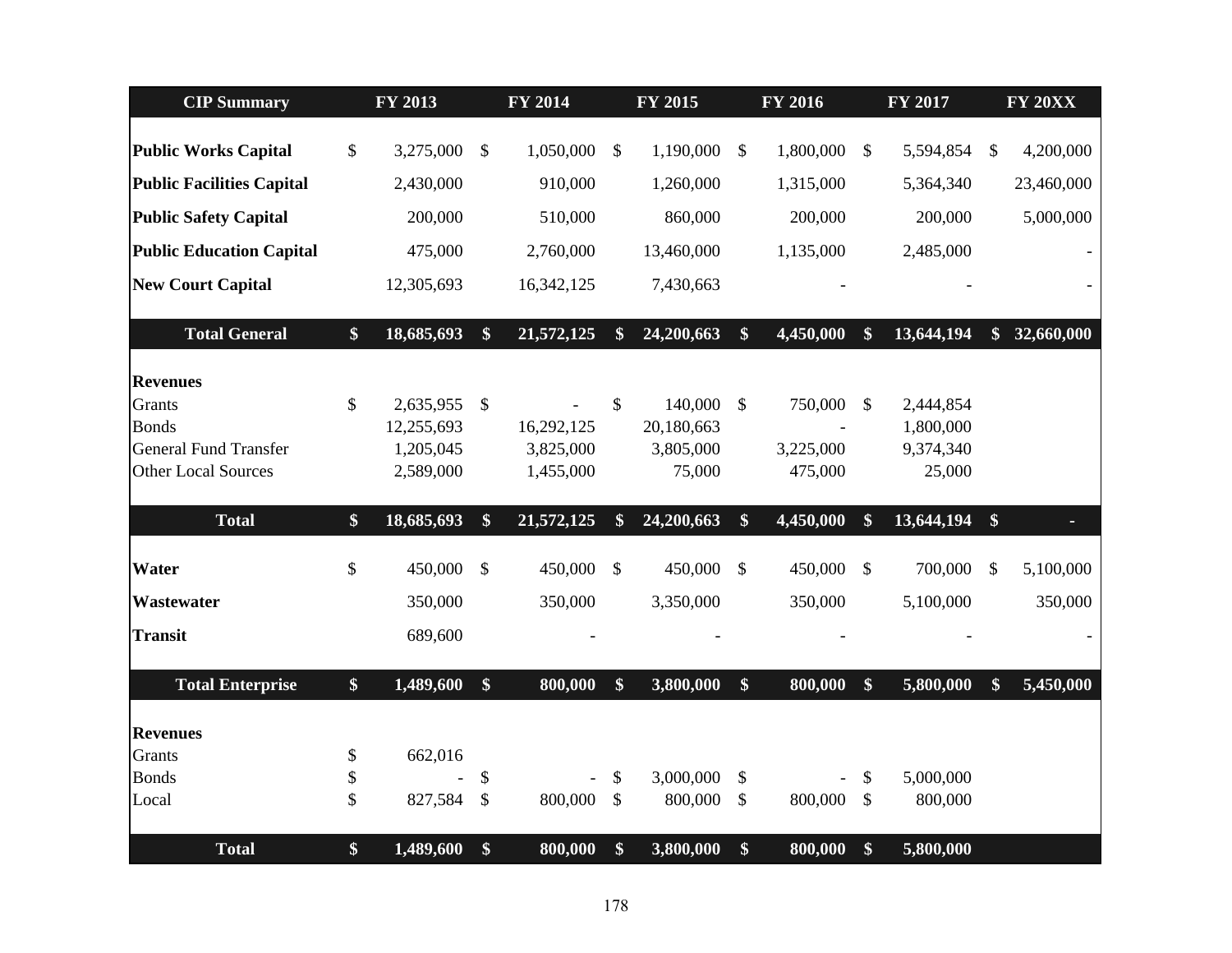| CIP Summary | FY 2013 | FY 2014 | FY 2015 | FY 2016 | FY 2017 | FY 20XX |
|---|---|---|---|---|---|---|
| **Public Works Capital** | $ 3,275,000 | $ 1,050,000 | $ 1,190,000 | $ 1,800,000 | $ 5,594,854 | $ 4,200,000 |
| **Public Facilities Capital** | 2,430,000 | 910,000 | 1,260,000 | 1,315,000 | 5,364,340 | 23,460,000 |
| **Public Safety Capital** | 200,000 | 510,000 | 860,000 | 200,000 | 200,000 | 5,000,000 |
| **Public Education Capital** | 475,000 | 2,760,000 | 13,460,000 | 1,135,000 | 2,485,000 | - |
| **New Court Capital** | 12,305,693 | 16,342,125 | 7,430,663 | - | - | - |
| **Total General** | **$ 18,685,693** | **$ 21,572,125** | **$ 24,200,663** | **$ 4,450,000** | **$ 13,644,194** | **$ 32,660,000** |
| **Revenues** | | | | | | |
| Grants | $ 2,635,955 | $ - | $ 140,000 | $ 750,000 | $ 2,444,854 | |
| Bonds | 12,255,693 | 16,292,125 | 20,180,663 | - | 1,800,000 | |
| General Fund Transfer | 1,205,045 | 3,825,000 | 3,805,000 | 3,225,000 | 9,374,340 | |
| Other Local Sources | 2,589,000 | 1,455,000 | 75,000 | 475,000 | 25,000 | |
| **Total** | **$ 18,685,693** | **$ 21,572,125** | **$ 24,200,663** | **$ 4,450,000** | **$ 13,644,194** | **$ -** |
| **Water** | $ 450,000 | $ 450,000 | $ 450,000 | $ 450,000 | $ 700,000 | $ 5,100,000 |
| **Wastewater** | 350,000 | 350,000 | 3,350,000 | 350,000 | 5,100,000 | 350,000 |
| **Transit** | 689,600 | - | - | - | - | - |
| **Total Enterprise** | **$ 1,489,600** | **$ 800,000** | **$ 3,800,000** | **$ 800,000** | **$ 5,800,000** | **$ 5,450,000** |
| **Revenues** | | | | | | |
| Grants | $ 662,016 | | | | | |
| Bonds | $ - | $ - | $ 3,000,000 | $ - | $ 5,000,000 | |
| Local | $ 827,584 | $ 800,000 | $ 800,000 | $ 800,000 | $ 800,000 | |
| **Total** | **$ 1,489,600** | **$ 800,000** | **$ 3,800,000** | **$ 800,000** | **$ 5,800,000** | |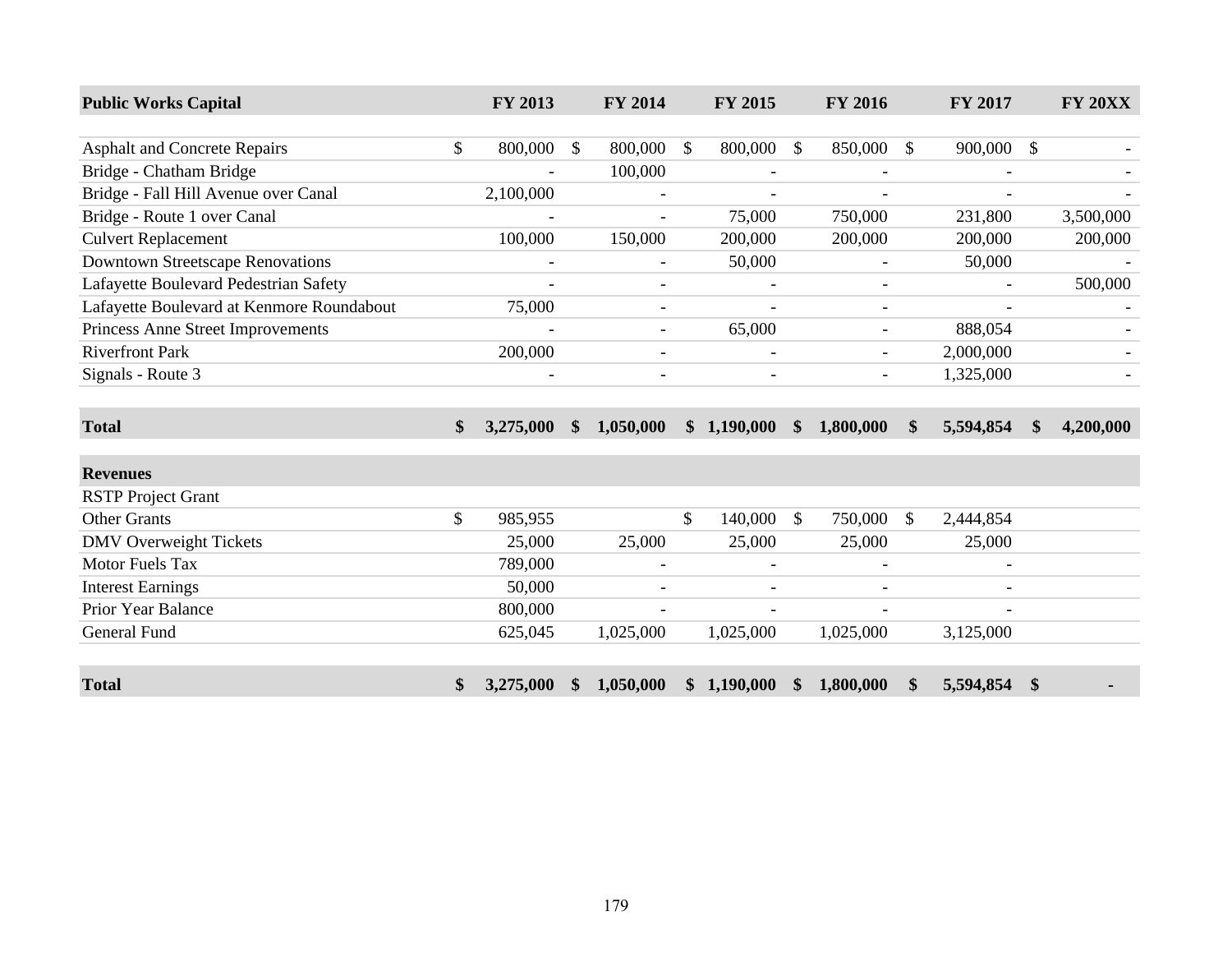| Public Works Capital | FY 2013 | FY 2014 | FY 2015 | FY 2016 | FY 2017 | FY 20XX |
|---|---|---|---|---|---|---|
| Asphalt and Concrete Repairs | $ 800,000 | $ 800,000 | $ 800,000 | $ 850,000 | $ 900,000 | $ - |
| Bridge - Chatham Bridge | - | 100,000 | - | - | - | - |
| Bridge - Fall Hill Avenue over Canal | 2,100,000 | - | - | - | - | - |
| Bridge - Route 1 over Canal | - | - | 75,000 | 750,000 | 231,800 | 3,500,000 |
| Culvert Replacement | 100,000 | 150,000 | 200,000 | 200,000 | 200,000 | 200,000 |
| Downtown Streetscape Renovations | - | - | 50,000 | - | 50,000 | - |
| Lafayette Boulevard Pedestrian Safety | - | - | - | - | - | 500,000 |
| Lafayette Boulevard at Kenmore Roundabout | 75,000 | - | - | - | - | - |
| Princess Anne Street Improvements | - | - | 65,000 | - | 888,054 | - |
| Riverfront Park | 200,000 | - | - | - | 2,000,000 | - |
| Signals - Route 3 | - | - | - | - | 1,325,000 | - |
| **Total** | **$ 3,275,000** | **$ 1,050,000** | **$ 1,190,000** | **$ 1,800,000** | **$ 5,594,854** | **$ 4,200,000** |
| **Revenues** | | | | | | |
| RSTP Project Grant | | | | | | |
| Other Grants | $ 985,955 | | $ 140,000 | $ 750,000 | $ 2,444,854 | |
| DMV Overweight Tickets | 25,000 | 25,000 | 25,000 | 25,000 | 25,000 | |
| Motor Fuels Tax | 789,000 | - | - | - | - | |
| Interest Earnings | 50,000 | - | - | - | - | |
| Prior Year Balance | 800,000 | - | - | - | - | |
| General Fund | 625,045 | 1,025,000 | 1,025,000 | 1,025,000 | 3,125,000 | |
| **Total** | **$ 3,275,000** | **$ 1,050,000** | **$ 1,190,000** | **$ 1,800,000** | **$ 5,594,854** | **$ -** |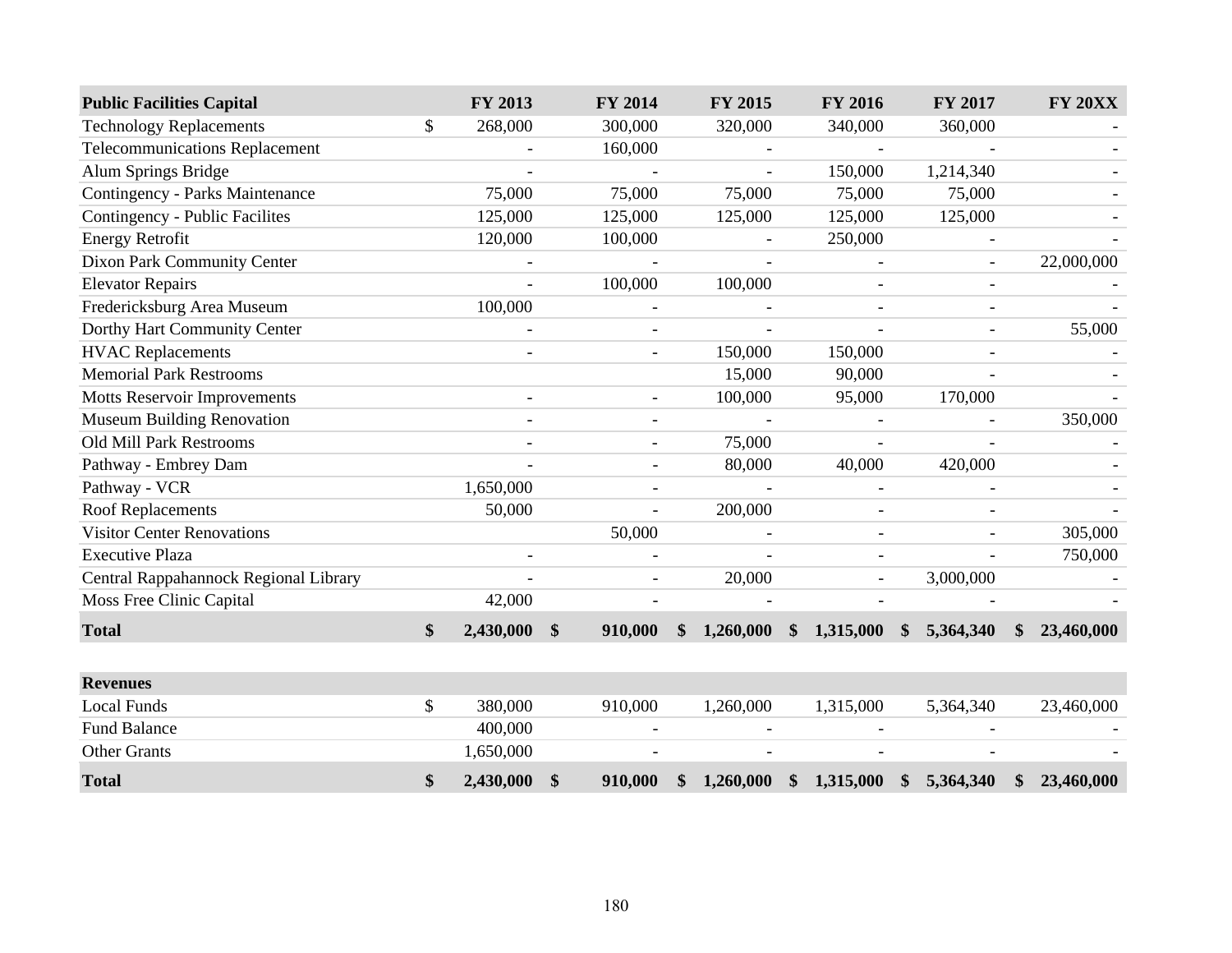| Public Facilities Capital | FY 2013 | FY 2014 | FY 2015 | FY 2016 | FY 2017 | FY 20XX |
|---|---|---|---|---|---|---|
| Technology Replacements | $ 268,000 | 300,000 | 320,000 | 340,000 | 360,000 | - |
| Telecommunications Replacement | - | 160,000 | - | - | - | - |
| Alum Springs Bridge | - | - | - | 150,000 | 1,214,340 | - |
| Contingency - Parks Maintenance | 75,000 | 75,000 | 75,000 | 75,000 | 75,000 | - |
| Contingency - Public Facilites | 125,000 | 125,000 | 125,000 | 125,000 | 125,000 | - |
| Energy Retrofit | 120,000 | 100,000 | - | 250,000 | - | - |
| Dixon Park Community Center | - | - | - | - | - | 22,000,000 |
| Elevator Repairs | - | 100,000 | 100,000 | - | - | - |
| Fredericksburg Area Museum | 100,000 | - | - | - | - | - |
| Dorthy Hart Community Center | - | - | - | - | - | 55,000 |
| HVAC Replacements | - | - | 150,000 | 150,000 | - | - |
| Memorial Park Restrooms | | | 15,000 | 90,000 | - | - |
| Motts Reservoir Improvements | - | - | 100,000 | 95,000 | 170,000 | - |
| Museum Building Renovation | - | - | - | - | - | 350,000 |
| Old Mill Park Restrooms | - | - | 75,000 | - | - | - |
| Pathway - Embrey Dam | - | - | 80,000 | 40,000 | 420,000 | - |
| Pathway - VCR | 1,650,000 | - | - | - | - | - |
| Roof Replacements | 50,000 | - | 200,000 | - | - | - |
| Visitor Center Renovations | | 50,000 | - | - | - | 305,000 |
| Executive Plaza | - | - | - | - | - | 750,000 |
| Central Rappahannock Regional Library | - | - | 20,000 | - | 3,000,000 | - |
| Moss Free Clinic Capital | 42,000 | - | - | - | - | - |
| **Total** | **$ 2,430,000** | **$ 910,000** | **$ 1,260,000** | **$ 1,315,000** | **$ 5,364,340** | **$ 23,460,000** |

| Revenues | FY 2013 | FY 2014 | FY 2015 | FY 2016 | FY 2017 | FY 20XX |
|---|---|---|---|---|---|---|
| Local Funds | $ 380,000 | 910,000 | 1,260,000 | 1,315,000 | 5,364,340 | 23,460,000 |
| Fund Balance | 400,000 | - | - | - | - | - |
| Other Grants | 1,650,000 | - | - | - | - | - |
| **Total** | **$ 2,430,000** | **$ 910,000** | **$ 1,260,000** | **$ 1,315,000** | **$ 5,364,340** | **$ 23,460,000** |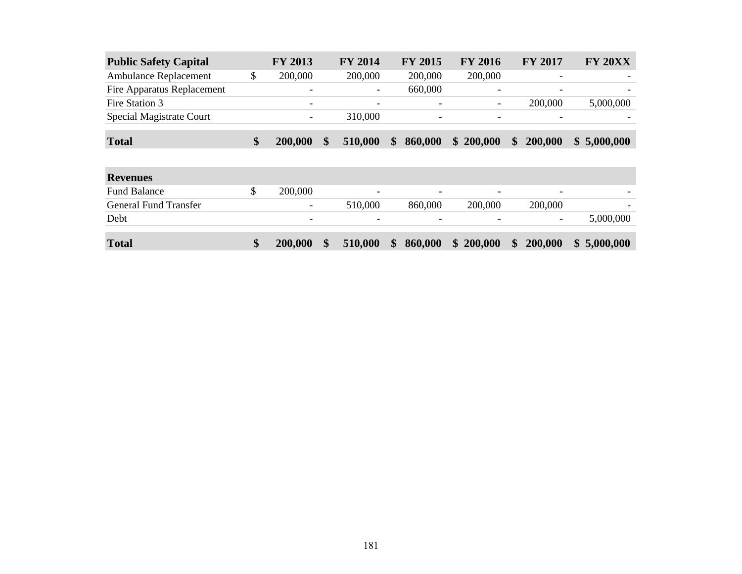| Public Safety Capital | FY 2013 | FY 2014 | FY 2015 | FY 2016 | FY 2017 | FY 20XX |
|---|---|---|---|---|---|---|
| Ambulance Replacement | $ 200,000 | 200,000 | 200,000 | 200,000 | - | - |
| Fire Apparatus Replacement | - | - | 660,000 | - | - | - |
| Fire Station 3 | - | - | - | - | 200,000 | 5,000,000 |
| Special Magistrate Court | - | 310,000 | - | - | - | - |
| **Total** | **$ 200,000** | **$ 510,000** | **$ 860,000** | **$ 200,000** | **$ 200,000** | **$ 5,000,000** |

| Revenues | | | | | | |
|---|---|---|---|---|---|---|
| Fund Balance | $ 200,000 | - | - | - | - | - |
| General Fund Transfer | - | 510,000 | 860,000 | 200,000 | 200,000 | - |
| Debt | - | - | - | - | - | 5,000,000 |
| **Total** | **$ 200,000** | **$ 510,000** | **$ 860,000** | **$ 200,000** | **$ 200,000** | **$ 5,000,000** |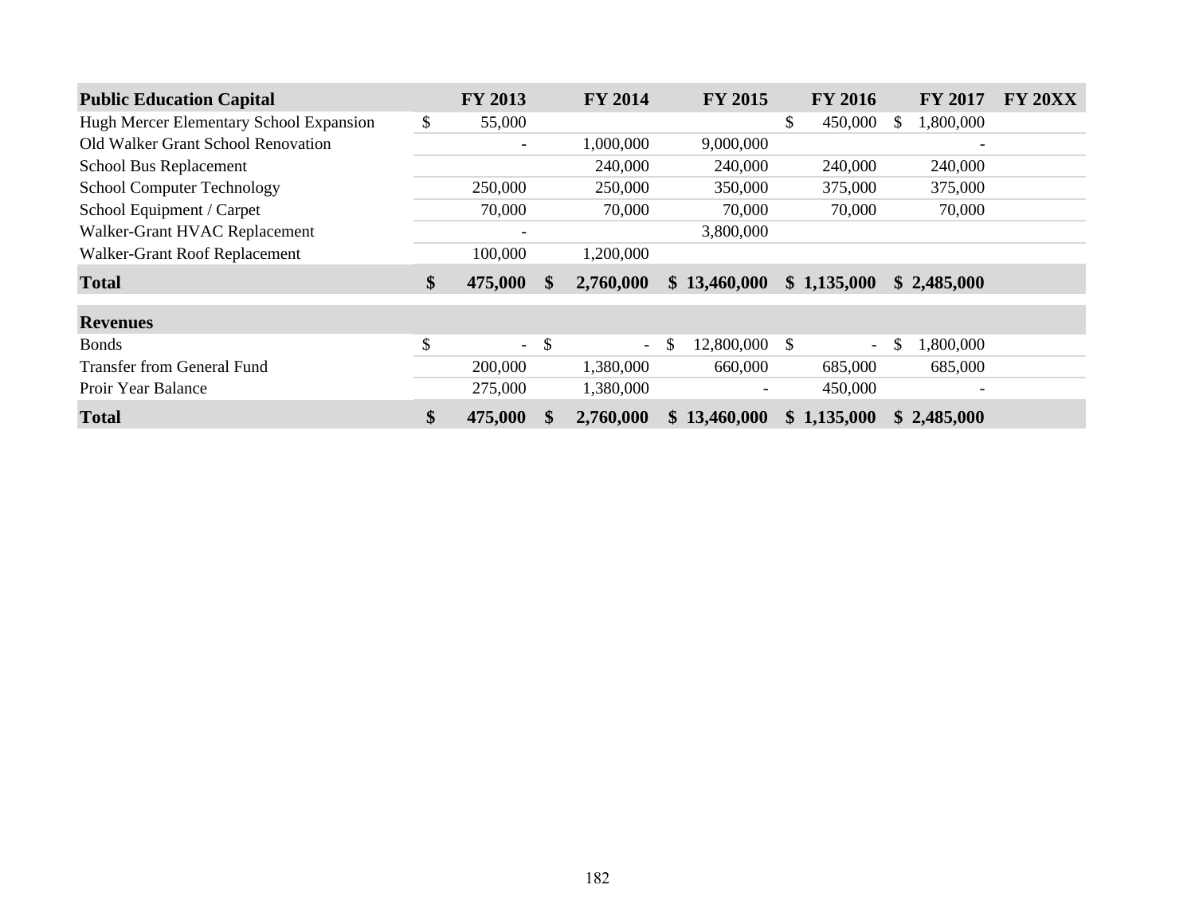| Public Education Capital | FY 2013 | FY 2014 | FY 2015 | FY 2016 | FY 2017 | FY 20XX |
|---|---|---|---|---|---|---|
| Hugh Mercer Elementary School Expansion | $ 55,000 | | | $ 450,000 | $ 1,800,000 | |
| Old Walker Grant School Renovation | - | 1,000,000 | 9,000,000 | | - | |
| School Bus Replacement | | 240,000 | 240,000 | 240,000 | 240,000 | |
| School Computer Technology | 250,000 | 250,000 | 350,000 | 375,000 | 375,000 | |
| School Equipment / Carpet | 70,000 | 70,000 | 70,000 | 70,000 | 70,000 | |
| Walker-Grant HVAC Replacement | - | | 3,800,000 | | | |
| Walker-Grant Roof Replacement | 100,000 | 1,200,000 | | | | |
| **Total** | **$ 475,000** | **$ 2,760,000** | **$ 13,460,000** | **$ 1,135,000** | **$ 2,485,000** | |
| **Revenues** | | | | | | |
| Bonds | $ - | $ - | $ 12,800,000 | $ - | $ 1,800,000 | |
| Transfer from General Fund | 200,000 | 1,380,000 | 660,000 | 685,000 | 685,000 | |
| Proir Year Balance | 275,000 | 1,380,000 | - | 450,000 | - | |
| **Total** | **$ 475,000** | **$ 2,760,000** | **$ 13,460,000** | **$ 1,135,000** | **$ 2,485,000** | |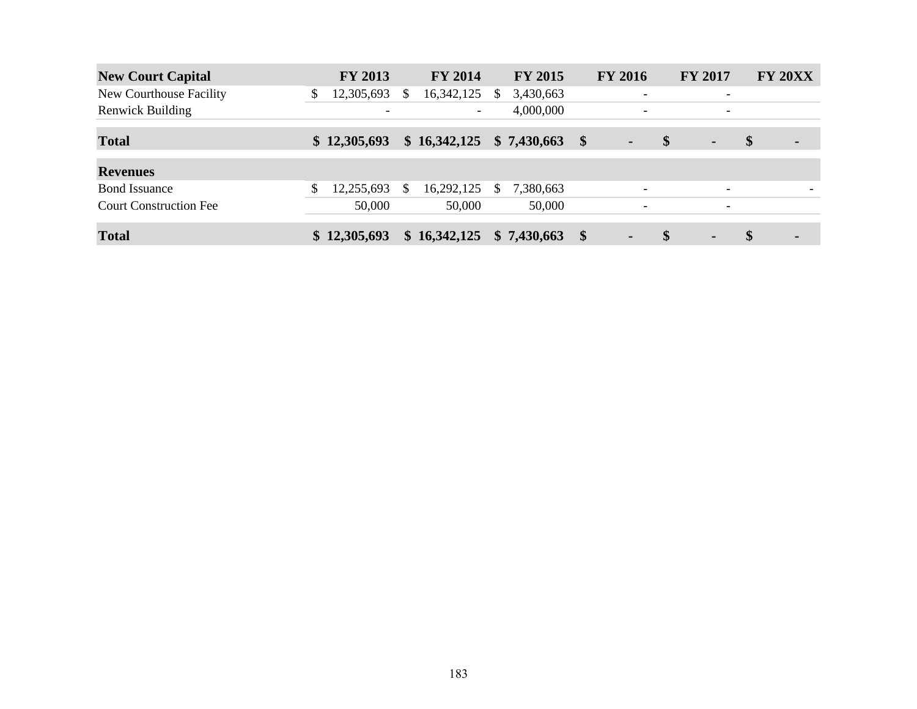| New Court Capital | FY 2013 | FY 2014 | FY 2015 | FY 2016 | FY 2017 | FY 20XX |
|---|---|---|---|---|---|---|
| New Courthouse Facility | $ 12,305,693 | $ 16,342,125 | $ 3,430,663 | - | - | |
| Renwick Building | - | - | 4,000,000 | - | - | |
| **Total** | **$ 12,305,693** | **$ 16,342,125** | **$ 7,430,663** | **$ -** | **$ -** | **$ -** |
| **Revenues** | | | | | | |
| Bond Issuance | $ 12,255,693 | $ 16,292,125 | $ 7,380,663 | - | - | - |
| Court Construction Fee | 50,000 | 50,000 | 50,000 | - | - | |
| **Total** | **$ 12,305,693** | **$ 16,342,125** | **$ 7,430,663** | **$ -** | **$ -** | **$ -** |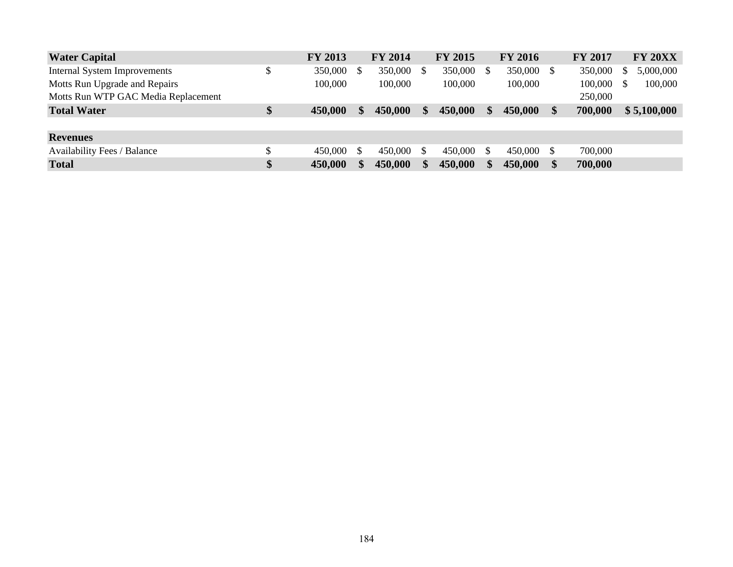| Water Capital | FY 2013 | FY 2014 | FY 2015 | FY 2016 | FY 2017 | FY 20XX |
|---|---|---|---|---|---|---|
| Internal System Improvements | $ 350,000 | $ 350,000 | $ 350,000 | $ 350,000 | $ 350,000 | $ 5,000,000 |
| Motts Run Upgrade and Repairs | 100,000 | 100,000 | 100,000 | 100,000 | 100,000 | $ 100,000 |
| Motts Run WTP GAC Media Replacement | | | | | 250,000 | |
| **Total Water** | **$ 450,000** | **$ 450,000** | **$ 450,000** | **$ 450,000** | **$ 700,000** | **$ 5,100,000** |
| | | | | | | |
| **Revenues** | | | | | | |
| Availability Fees / Balance | $ 450,000 | $ 450,000 | $ 450,000 | $ 450,000 | $ 700,000 | |
| **Total** | **$ 450,000** | **$ 450,000** | **$ 450,000** | **$ 450,000** | **$ 700,000** | |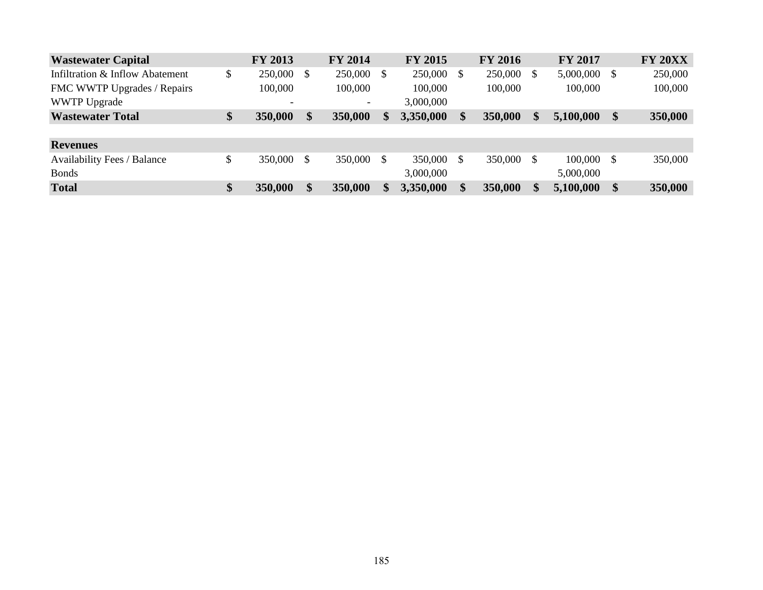| Wastewater Capital | FY 2013 | FY 2014 | FY 2015 | FY 2016 | FY 2017 | FY 20XX |
|---|---|---|---|---|---|---|
| Infiltration & Inflow Abatement | $ 250,000 | $ 250,000 | $ 250,000 | $ 250,000 | $ 5,000,000 | $ 250,000 |
| FMC WWTP Upgrades / Repairs | 100,000 | 100,000 | 100,000 | 100,000 | 100,000 | 100,000 |
| WWTP Upgrade | - | - | 3,000,000 | | | |
| **Wastewater Total** | **$ 350,000** | **$ 350,000** | **$ 3,350,000** | **$ 350,000** | **$ 5,100,000** | **$ 350,000** |
| | | | | | | |
| **Revenues** | | | | | | |
| Availability Fees / Balance | $ 350,000 | $ 350,000 | $ 350,000 | $ 350,000 | $ 100,000 | $ 350,000 |
| Bonds | | | 3,000,000 | | 5,000,000 | |
| **Total** | **$ 350,000** | **$ 350,000** | **$ 3,350,000** | **$ 350,000** | **$ 5,100,000** | **$ 350,000** |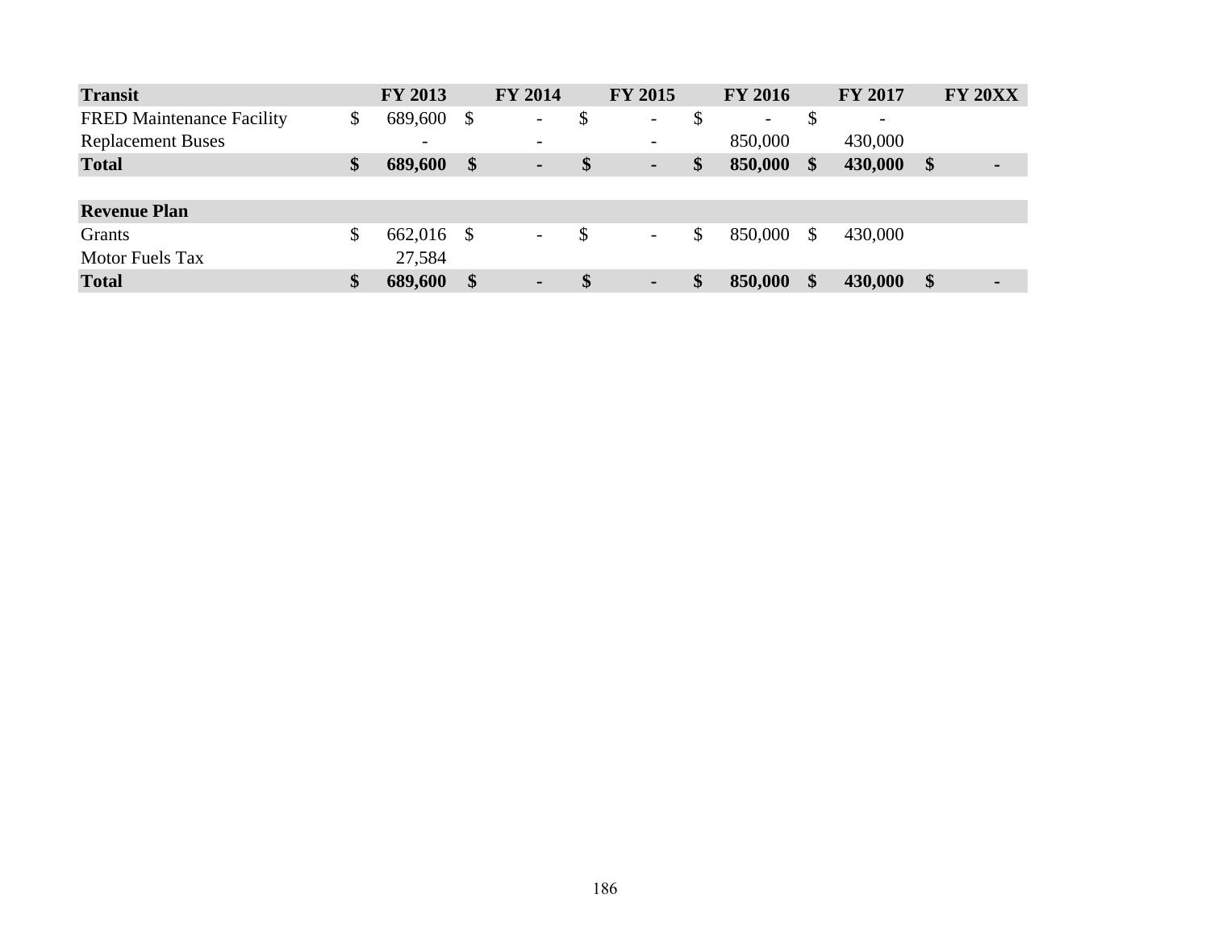| Transit | FY 2013 | FY 2014 | FY 2015 | FY 2016 | FY 2017 | FY 20XX |
|---|---|---|---|---|---|---|
| FRED Maintenance Facility | $ 689,600 | $ - | $ - | $ - | $ - | |
| Replacement Buses | - | - | - | 850,000 | 430,000 | |
| **Total** | **$ 689,600** | **$ -** | **$ -** | **$ 850,000** | **$ 430,000** | **$ -** |
| | | | | | | |
| **Revenue Plan** | | | | | | |
| Grants | $ 662,016 | $ - | $ - | $ 850,000 | $ 430,000 | |
| Motor Fuels Tax | 27,584 | | | | | |
| **Total** | **$ 689,600** | **$ -** | **$ -** | **$ 850,000** | **$ 430,000** | **$ -** |